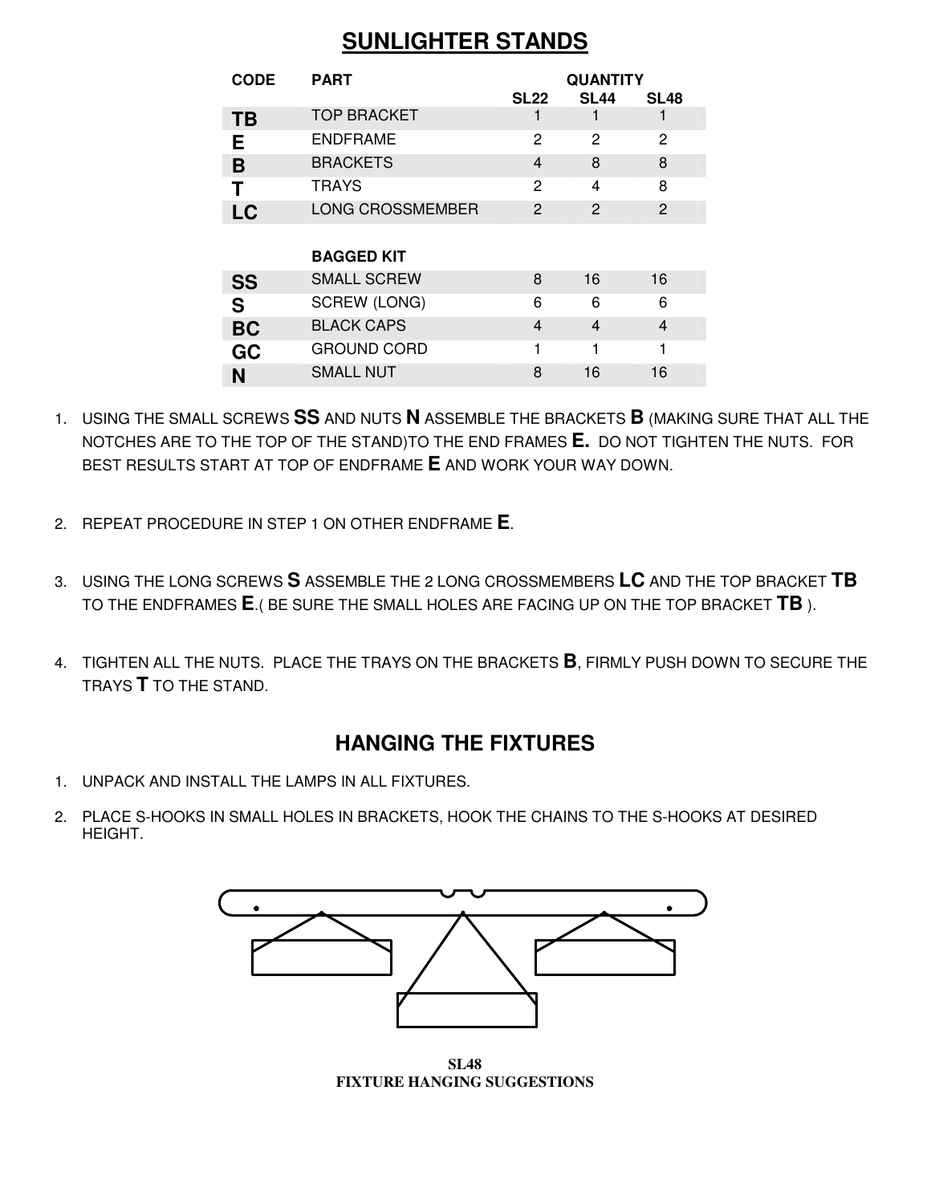# SUNLIGHTER STANDS

| CODE | PART | QUANTITY | | |
|---|---|---|---|---|
| | | SL22 | SL44 | SL48 |
| **TB** | TOP BRACKET | 1 | 1 | 1 |
| **E** | ENDFRAME | 2 | 2 | 2 |
| **B** | BRACKETS | 4 | 8 | 8 |
| **T** | TRAYS | 2 | 4 | 8 |
| **LC** | LONG CROSSMEMBER | 2 | 2 | 2 |
| | **BAGGED KIT** | | | |
| **SS** | SMALL SCREW | 8 | 16 | 16 |
| **S** | SCREW (LONG) | 6 | 6 | 6 |
| **BC** | BLACK CAPS | 4 | 4 | 4 |
| **GC** | GROUND CORD | 1 | 1 | 1 |
| **N** | SMALL NUT | 8 | 16 | 16 |

1. USING THE SMALL SCREWS **SS** AND NUTS **N** ASSEMBLE THE BRACKETS **B** (MAKING SURE THAT ALL THE NOTCHES ARE TO THE TOP OF THE STAND)TO THE END FRAMES **E.** DO NOT TIGHTEN THE NUTS. FOR BEST RESULTS START AT TOP OF ENDFRAME **E** AND WORK YOUR WAY DOWN.

2. REPEAT PROCEDURE IN STEP 1 ON OTHER ENDFRAME **E**.

3. USING THE LONG SCREWS **S** ASSEMBLE THE 2 LONG CROSSMEMBERS **LC** AND THE TOP BRACKET **TB** TO THE ENDFRAMES **E**.( BE SURE THE SMALL HOLES ARE FACING UP ON THE TOP BRACKET **TB** ).

4. TIGHTEN ALL THE NUTS. PLACE THE TRAYS ON THE BRACKETS **B**, FIRMLY PUSH DOWN TO SECURE THE TRAYS **T** TO THE STAND.

## HANGING THE FIXTURES

1. UNPACK AND INSTALL THE LAMPS IN ALL FIXTURES.

2. PLACE S-HOOKS IN SMALL HOLES IN BRACKETS, HOOK THE CHAINS TO THE S-HOOKS AT DESIRED HEIGHT.

**SL48**
**FIXTURE HANGING SUGGESTIONS**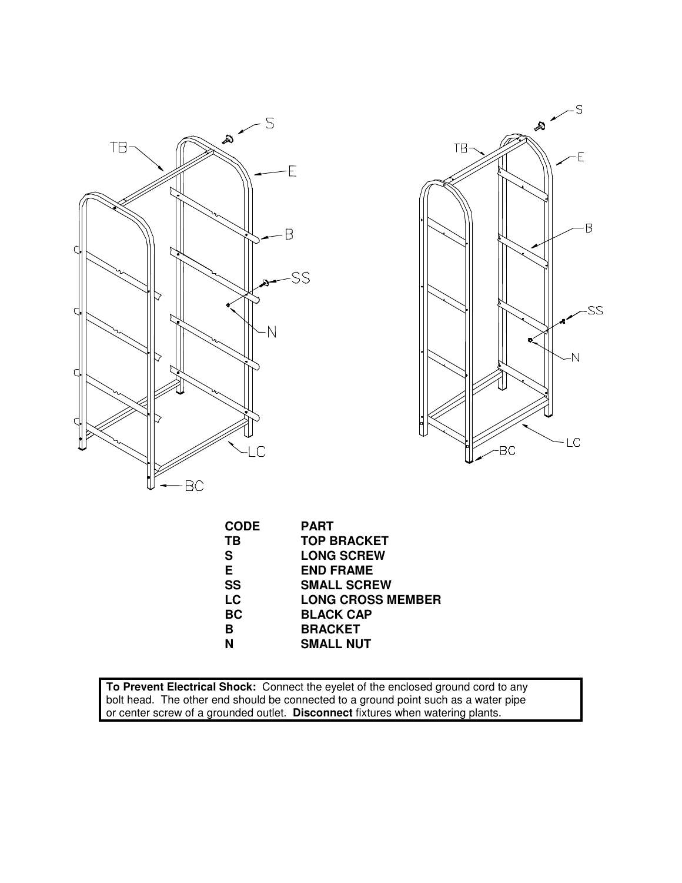| CODE | PART |
| --- | --- |
| TB | TOP BRACKET |
| S | LONG SCREW |
| E | END FRAME |
| SS | SMALL SCREW |
| LC | LONG CROSS MEMBER |
| BC | BLACK CAP |
| B | BRACKET |
| N | SMALL NUT |

**To Prevent Electrical Shock:** Connect the eyelet of the enclosed ground cord to any bolt head. The other end should be connected to a ground point such as a water pipe or center screw of a grounded outlet. **Disconnect** fixtures when watering plants.